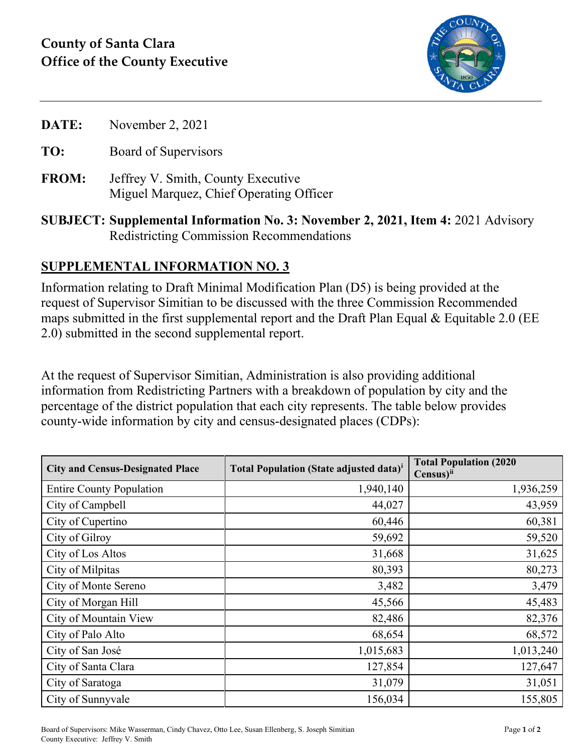**County of Santa Clara**
**Office of the County Executive**

---

**DATE:** November 2, 2021

**TO:** Board of Supervisors

**FROM:** Jeffrey V. Smith, County Executive
Miguel Marquez, Chief Operating Officer

**SUBJECT: Supplemental Information No. 3: November 2, 2021, Item 4:** 2021 Advisory Redistricting Commission Recommendations

## SUPPLEMENTAL INFORMATION NO. 3

Information relating to Draft Minimal Modification Plan (D5) is being provided at the request of Supervisor Simitian to be discussed with the three Commission Recommended maps submitted in the first supplemental report and the Draft Plan Equal & Equitable 2.0 (EE 2.0) submitted in the second supplemental report.

At the request of Supervisor Simitian, Administration is also providing additional information from Redistricting Partners with a breakdown of population by city and the percentage of the district population that each city represents. The table below provides county-wide information by city and census-designated places (CDPs):

| City and Census-Designated Place | Total Population (State adjusted data)[i] | Total Population (2020 Census)[ii] |
|---|---|---|
| Entire County Population | 1,940,140 | 1,936,259 |
| City of Campbell | 44,027 | 43,959 |
| City of Cupertino | 60,446 | 60,381 |
| City of Gilroy | 59,692 | 59,520 |
| City of Los Altos | 31,668 | 31,625 |
| City of Milpitas | 80,393 | 80,273 |
| City of Monte Sereno | 3,482 | 3,479 |
| City of Morgan Hill | 45,566 | 45,483 |
| City of Mountain View | 82,486 | 82,376 |
| City of Palo Alto | 68,654 | 68,572 |
| City of San José | 1,015,683 | 1,013,240 |
| City of Santa Clara | 127,854 | 127,647 |
| City of Saratoga | 31,079 | 31,051 |
| City of Sunnyvale | 156,034 | 155,805 |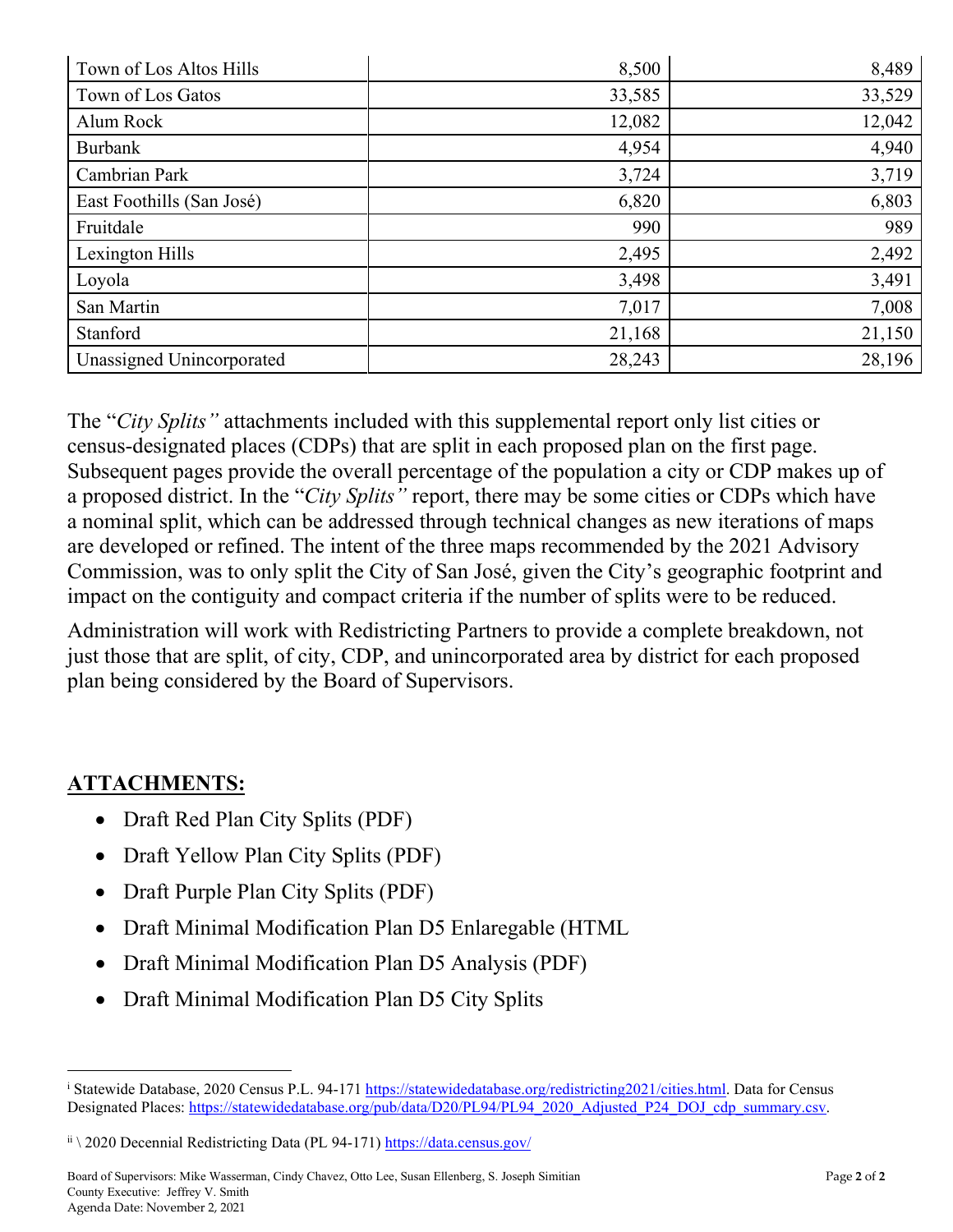| | | |
|---|---|---|
| Town of Los Altos Hills | 8,500 | 8,489 |
| Town of Los Gatos | 33,585 | 33,529 |
| Alum Rock | 12,082 | 12,042 |
| Burbank | 4,954 | 4,940 |
| Cambrian Park | 3,724 | 3,719 |
| East Foothills (San José) | 6,820 | 6,803 |
| Fruitdale | 990 | 989 |
| Lexington Hills | 2,495 | 2,492 |
| Loyola | 3,498 | 3,491 |
| San Martin | 7,017 | 7,008 |
| Stanford | 21,168 | 21,150 |
| Unassigned Unincorporated | 28,243 | 28,196 |

The "*City Splits"* attachments included with this supplemental report only list cities or census-designated places (CDPs) that are split in each proposed plan on the first page. Subsequent pages provide the overall percentage of the population a city or CDP makes up of a proposed district. In the "*City Splits"* report, there may be some cities or CDPs which have a nominal split, which can be addressed through technical changes as new iterations of maps are developed or refined. The intent of the three maps recommended by the 2021 Advisory Commission, was to only split the City of San José, given the City's geographic footprint and impact on the contiguity and compact criteria if the number of splits were to be reduced.

Administration will work with Redistricting Partners to provide a complete breakdown, not just those that are split, of city, CDP, and unincorporated area by district for each proposed plan being considered by the Board of Supervisors.

## ATTACHMENTS:

- Draft Red Plan City Splits (PDF)
- Draft Yellow Plan City Splits (PDF)
- Draft Purple Plan City Splits (PDF)
- Draft Minimal Modification Plan D5 Enlaregable (HTML
- Draft Minimal Modification Plan D5 Analysis (PDF)
- Draft Minimal Modification Plan D5 City Splits

---

[i] Statewide Database, 2020 Census P.L. 94-171 https://statewidedatabase.org/redistricting2021/cities.html. Data for Census Designated Places: https://statewidedatabase.org/pub/data/D20/PL94/PL94_2020_Adjusted_P24_DOJ_cdp_summary.csv.

[ii] \ 2020 Decennial Redistricting Data (PL 94-171) https://data.census.gov/

Board of Supervisors: Mike Wasserman, Cindy Chavez, Otto Lee, Susan Ellenberg, S. Joseph Simitian
County Executive: Jeffrey V. Smith
Agenda Date: November 2, 2021